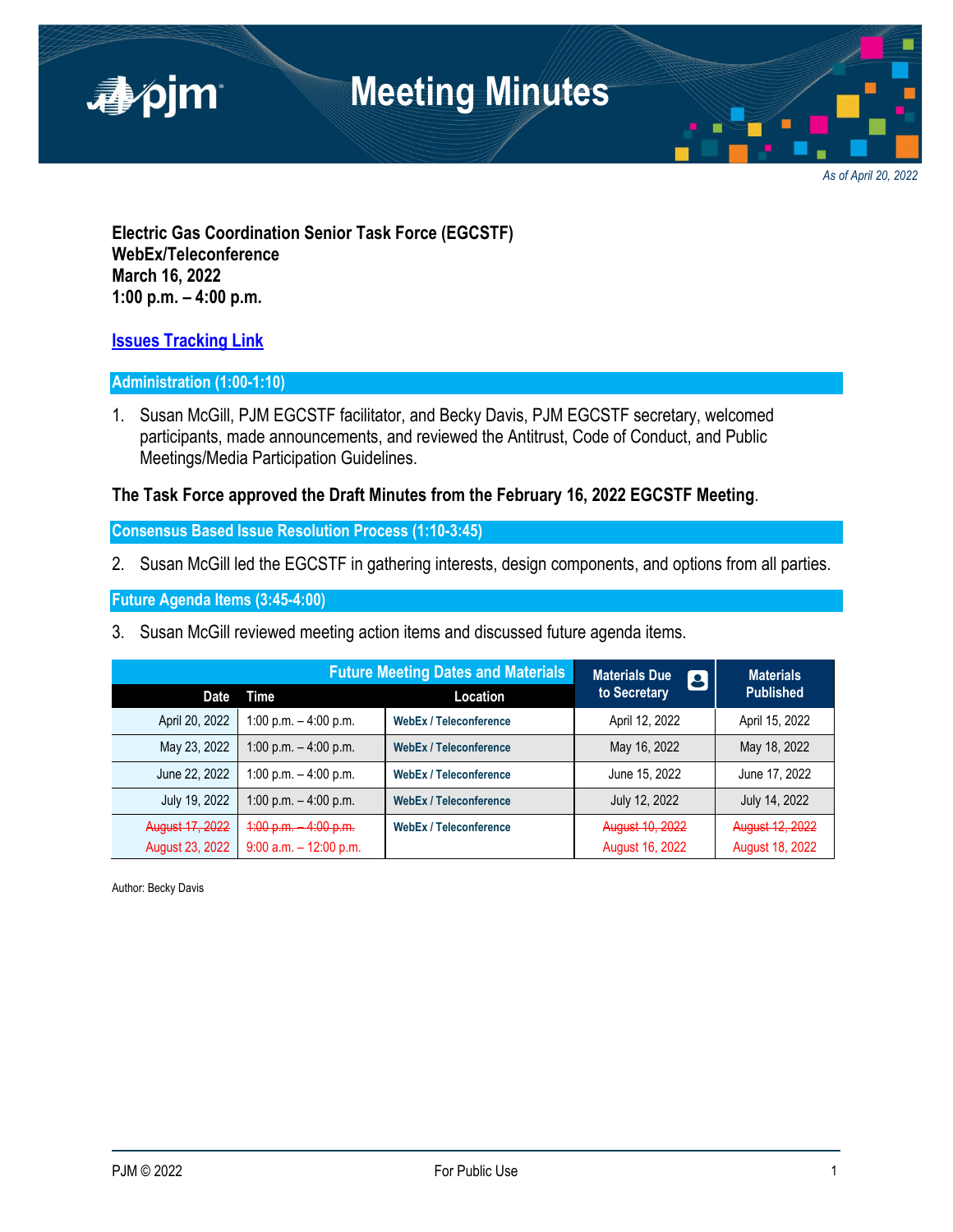# Meeting Minutes

*As of April 20, 2022*

**Electric Gas Coordination Senior Task Force (EGCSTF)**
**WebEx/Teleconference**
**March 16, 2022**
**1:00 p.m. – 4:00 p.m.**

**Issues Tracking Link**

## Administration (1:00-1:10)

1. Susan McGill, PJM EGCSTF facilitator, and Becky Davis, PJM EGCSTF secretary, welcomed participants, made announcements, and reviewed the Antitrust, Code of Conduct, and Public Meetings/Media Participation Guidelines.

**The Task Force approved the Draft Minutes from the February 16, 2022 EGCSTF Meeting**.

## Consensus Based Issue Resolution Process (1:10-3:45)

2. Susan McGill led the EGCSTF in gathering interests, design components, and options from all parties.

## Future Agenda Items (3:45-4:00)

3. Susan McGill reviewed meeting action items and discussed future agenda items.

| Future Meeting Dates and Materials | | | Materials Due to Secretary | Materials Published |
|---|---|---|---|---|
| Date | Time | Location | | |
| April 20, 2022 | 1:00 p.m. – 4:00 p.m. | WebEx / Teleconference | April 12, 2022 | April 15, 2022 |
| May 23, 2022 | 1:00 p.m. – 4:00 p.m. | WebEx / Teleconference | May 16, 2022 | May 18, 2022 |
| June 22, 2022 | 1:00 p.m. – 4:00 p.m. | WebEx / Teleconference | June 15, 2022 | June 17, 2022 |
| July 19, 2022 | 1:00 p.m. – 4:00 p.m. | WebEx / Teleconference | July 12, 2022 | July 14, 2022 |
| ~~August 17, 2022~~ August 23, 2022 | ~~1:00 p.m. – 4:00 p.m.~~ 9:00 a.m. – 12:00 p.m. | WebEx / Teleconference | ~~August 10, 2022~~ August 16, 2022 | ~~August 12, 2022~~ August 18, 2022 |

Author: Becky Davis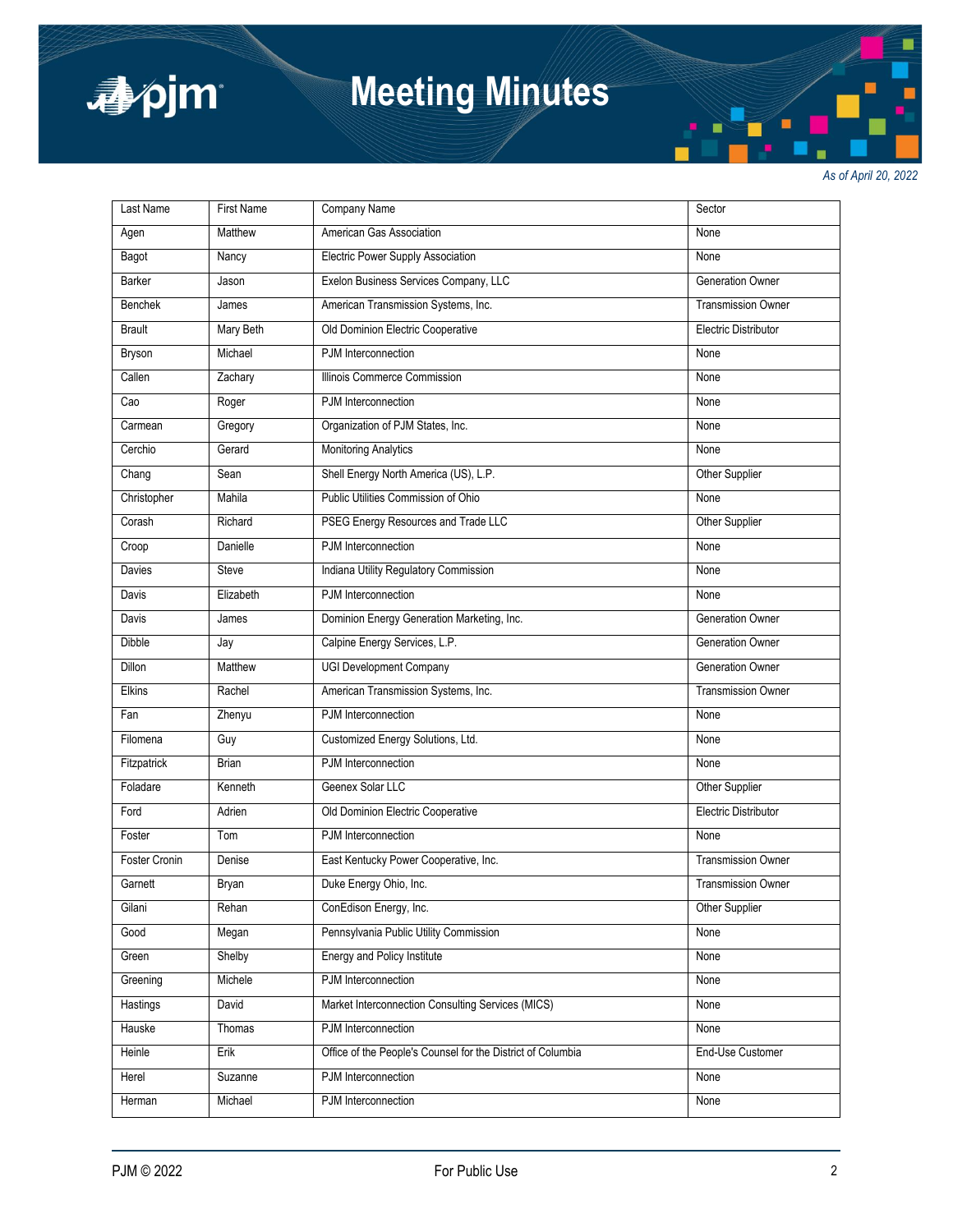| Last Name | First Name | Company Name | Sector |
|---|---|---|---|
| Agen | Matthew | American Gas Association | None |
| Bagot | Nancy | Electric Power Supply Association | None |
| Barker | Jason | Exelon Business Services Company, LLC | Generation Owner |
| Benchek | James | American Transmission Systems, Inc. | Transmission Owner |
| Brault | Mary Beth | Old Dominion Electric Cooperative | Electric Distributor |
| Bryson | Michael | PJM Interconnection | None |
| Callen | Zachary | Illinois Commerce Commission | None |
| Cao | Roger | PJM Interconnection | None |
| Carmean | Gregory | Organization of PJM States, Inc. | None |
| Cerchio | Gerard | Monitoring Analytics | None |
| Chang | Sean | Shell Energy North America (US), L.P. | Other Supplier |
| Christopher | Mahila | Public Utilities Commission of Ohio | None |
| Corash | Richard | PSEG Energy Resources and Trade LLC | Other Supplier |
| Croop | Danielle | PJM Interconnection | None |
| Davies | Steve | Indiana Utility Regulatory Commission | None |
| Davis | Elizabeth | PJM Interconnection | None |
| Davis | James | Dominion Energy Generation Marketing, Inc. | Generation Owner |
| Dibble | Jay | Calpine Energy Services, L.P. | Generation Owner |
| Dillon | Matthew | UGI Development Company | Generation Owner |
| Elkins | Rachel | American Transmission Systems, Inc. | Transmission Owner |
| Fan | Zhenyu | PJM Interconnection | None |
| Filomena | Guy | Customized Energy Solutions, Ltd. | None |
| Fitzpatrick | Brian | PJM Interconnection | None |
| Foladare | Kenneth | Geenex Solar LLC | Other Supplier |
| Ford | Adrien | Old Dominion Electric Cooperative | Electric Distributor |
| Foster | Tom | PJM Interconnection | None |
| Foster Cronin | Denise | East Kentucky Power Cooperative, Inc. | Transmission Owner |
| Garnett | Bryan | Duke Energy Ohio, Inc. | Transmission Owner |
| Gilani | Rehan | ConEdison Energy, Inc. | Other Supplier |
| Good | Megan | Pennsylvania Public Utility Commission | None |
| Green | Shelby | Energy and Policy Institute | None |
| Greening | Michele | PJM Interconnection | None |
| Hastings | David | Market Interconnection Consulting Services (MICS) | None |
| Hauske | Thomas | PJM Interconnection | None |
| Heinle | Erik | Office of the People's Counsel for the District of Columbia | End-Use Customer |
| Herel | Suzanne | PJM Interconnection | None |
| Herman | Michael | PJM Interconnection | None |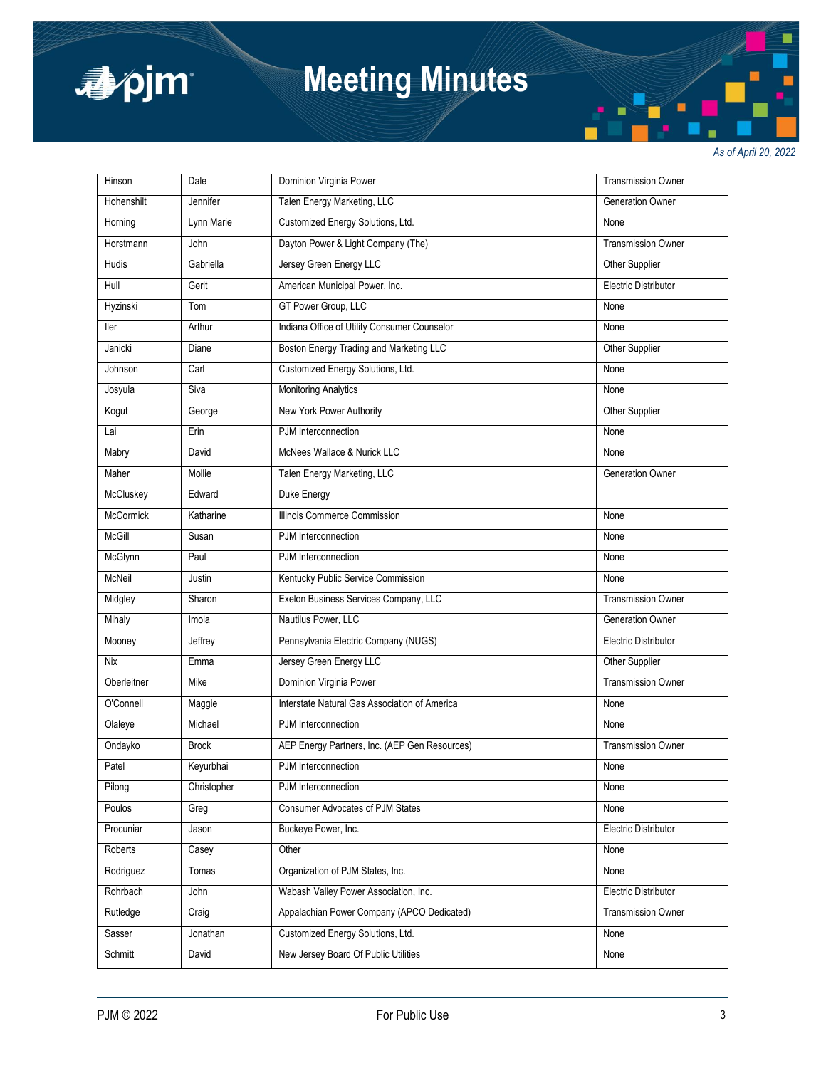| Hinson | Dale | Dominion Virginia Power | Transmission Owner |
|---|---|---|---|
| Hohenshilt | Jennifer | Talen Energy Marketing, LLC | Generation Owner |
| Horning | Lynn Marie | Customized Energy Solutions, Ltd. | None |
| Horstmann | John | Dayton Power & Light Company (The) | Transmission Owner |
| Hudis | Gabriella | Jersey Green Energy LLC | Other Supplier |
| Hull | Gerit | American Municipal Power, Inc. | Electric Distributor |
| Hyzinski | Tom | GT Power Group, LLC | None |
| Iler | Arthur | Indiana Office of Utility Consumer Counselor | None |
| Janicki | Diane | Boston Energy Trading and Marketing LLC | Other Supplier |
| Johnson | Carl | Customized Energy Solutions, Ltd. | None |
| Josyula | Siva | Monitoring Analytics | None |
| Kogut | George | New York Power Authority | Other Supplier |
| Lai | Erin | PJM Interconnection | None |
| Mabry | David | McNees Wallace & Nurick LLC | None |
| Maher | Mollie | Talen Energy Marketing, LLC | Generation Owner |
| McCluskey | Edward | Duke Energy | |
| McCormick | Katharine | Illinois Commerce Commission | None |
| McGill | Susan | PJM Interconnection | None |
| McGlynn | Paul | PJM Interconnection | None |
| McNeil | Justin | Kentucky Public Service Commission | None |
| Midgley | Sharon | Exelon Business Services Company, LLC | Transmission Owner |
| Mihaly | Imola | Nautilus Power, LLC | Generation Owner |
| Mooney | Jeffrey | Pennsylvania Electric Company (NUGS) | Electric Distributor |
| Nix | Emma | Jersey Green Energy LLC | Other Supplier |
| Oberleitner | Mike | Dominion Virginia Power | Transmission Owner |
| O'Connell | Maggie | Interstate Natural Gas Association of America | None |
| Olaleye | Michael | PJM Interconnection | None |
| Ondayko | Brock | AEP Energy Partners, Inc. (AEP Gen Resources) | Transmission Owner |
| Patel | Keyurbhai | PJM Interconnection | None |
| Pilong | Christopher | PJM Interconnection | None |
| Poulos | Greg | Consumer Advocates of PJM States | None |
| Procuniar | Jason | Buckeye Power, Inc. | Electric Distributor |
| Roberts | Casey | Other | None |
| Rodriguez | Tomas | Organization of PJM States, Inc. | None |
| Rohrbach | John | Wabash Valley Power Association, Inc. | Electric Distributor |
| Rutledge | Craig | Appalachian Power Company (APCO Dedicated) | Transmission Owner |
| Sasser | Jonathan | Customized Energy Solutions, Ltd. | None |
| Schmitt | David | New Jersey Board Of Public Utilities | None |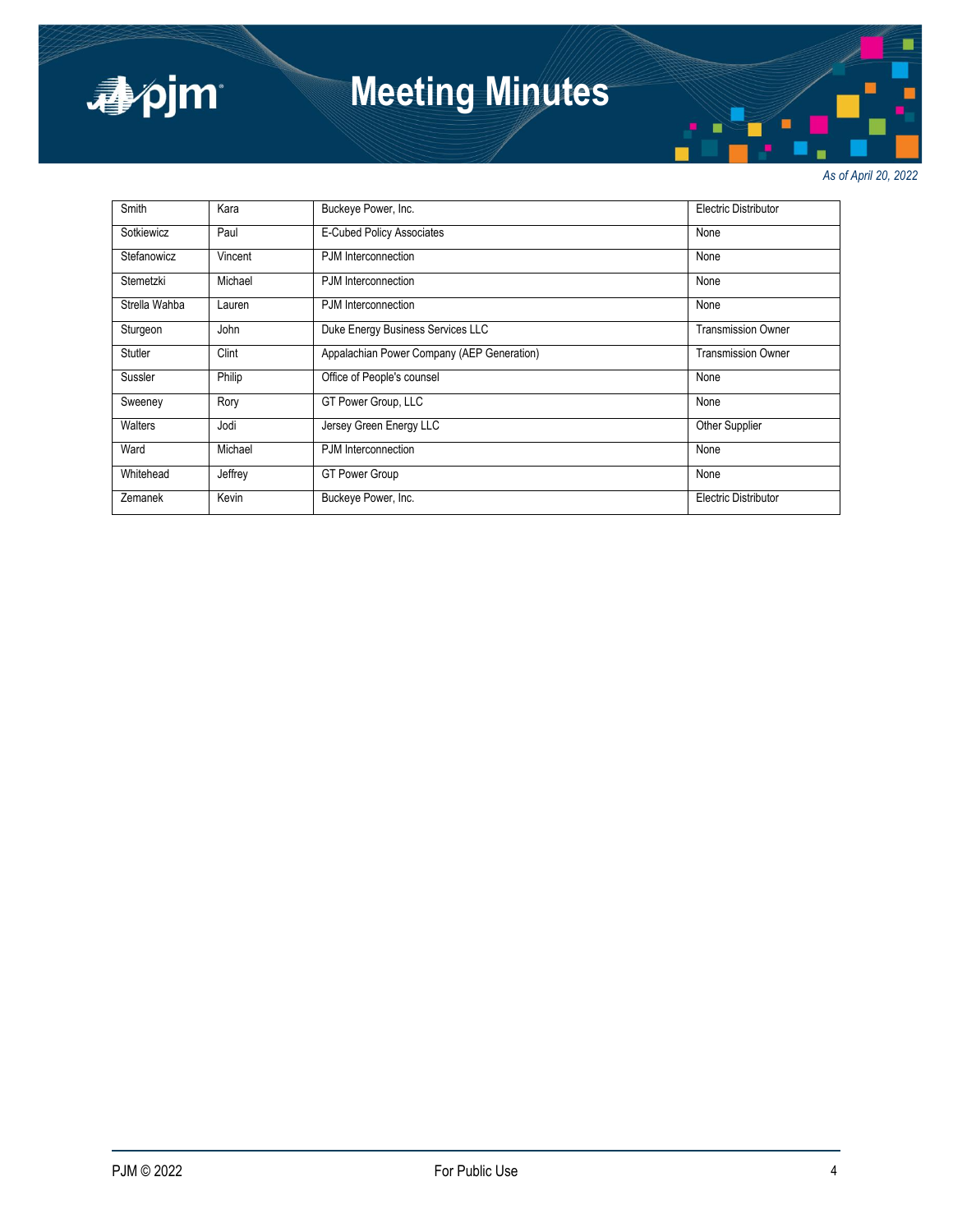*As of April 20, 2022*

| | | | |
|---|---|---|---|
| Smith | Kara | Buckeye Power, Inc. | Electric Distributor |
| Sotkiewicz | Paul | E-Cubed Policy Associates | None |
| Stefanowicz | Vincent | PJM Interconnection | None |
| Stemetzki | Michael | PJM Interconnection | None |
| Strella Wahba | Lauren | PJM Interconnection | None |
| Sturgeon | John | Duke Energy Business Services LLC | Transmission Owner |
| Stutler | Clint | Appalachian Power Company (AEP Generation) | Transmission Owner |
| Sussler | Philip | Office of People's counsel | None |
| Sweeney | Rory | GT Power Group, LLC | None |
| Walters | Jodi | Jersey Green Energy LLC | Other Supplier |
| Ward | Michael | PJM Interconnection | None |
| Whitehead | Jeffrey | GT Power Group | None |
| Zemanek | Kevin | Buckeye Power, Inc. | Electric Distributor |